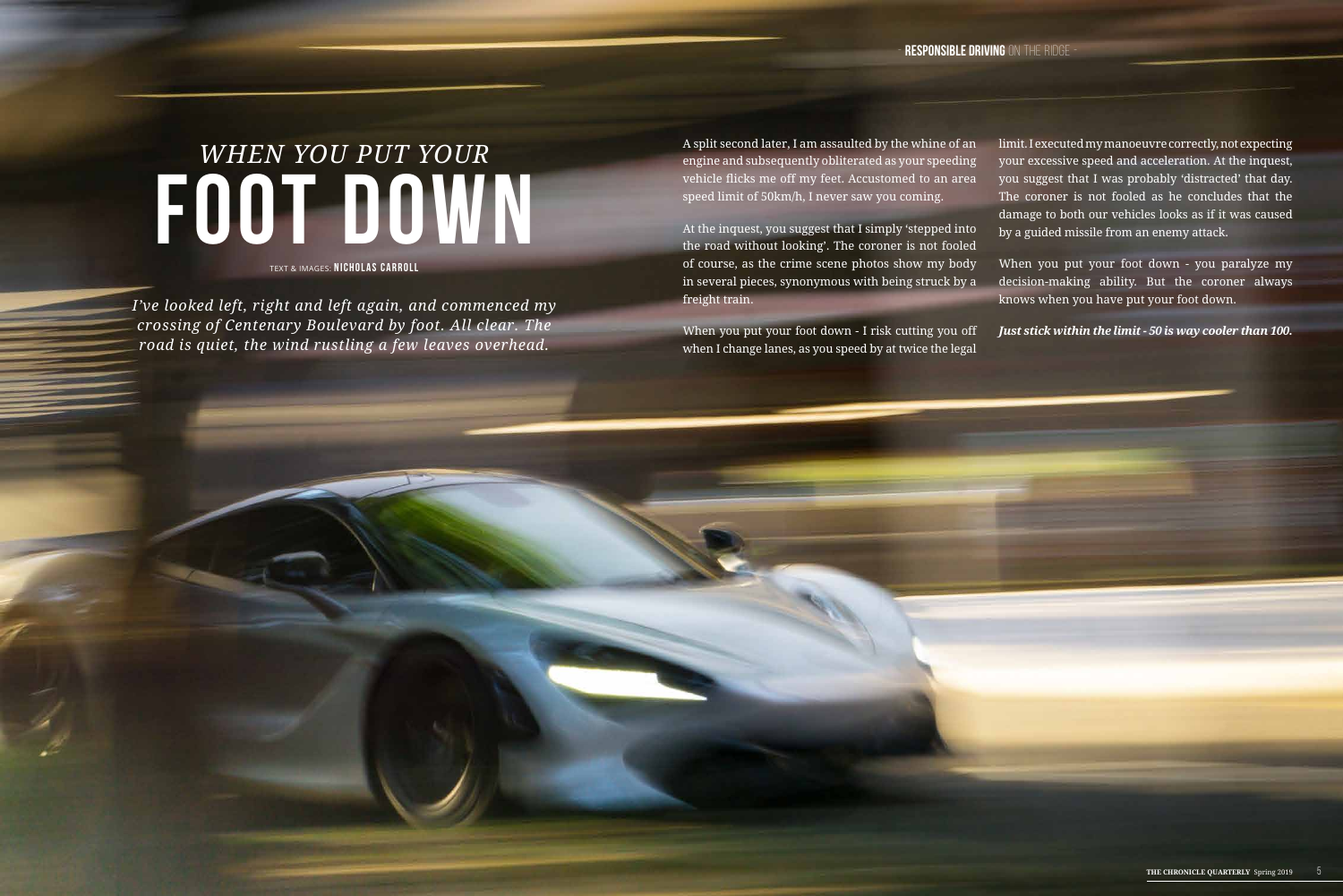# *WHEN YOU PUT YOUR* FOOT DOWN

TEXT & IMAGES: **NICHOLAS CARROLL**

***I've looked left, right and left again, and commenced my crossing of Centenary Boulevard by foot. All clear. The road is quiet, the wind rustling a few leaves overhead.***

A split second later, I am assaulted by the whine of an engine and subsequently obliterated as your speeding vehicle flicks me off my feet. Accustomed to an area speed limit of 50km/h, I never saw you coming.

At the inquest, you suggest that I simply 'stepped into the road without looking'. The coroner is not fooled of course, as the crime scene photos show my body in several pieces, synonymous with being struck by a freight train.

When you put your foot down - I risk cutting you off when I change lanes, as you speed by at twice the legal limit. I executed my manoeuvre correctly, not expecting your excessive speed and acceleration. At the inquest, you suggest that I was probably 'distracted' that day. The coroner is not fooled as he concludes that the damage to both our vehicles looks as if it was caused by a guided missile from an enemy attack.

When you put your foot down - you paralyze my decision-making ability. But the coroner always knows when you have put your foot down.

***Just stick within the limit - 50 is way cooler than 100.***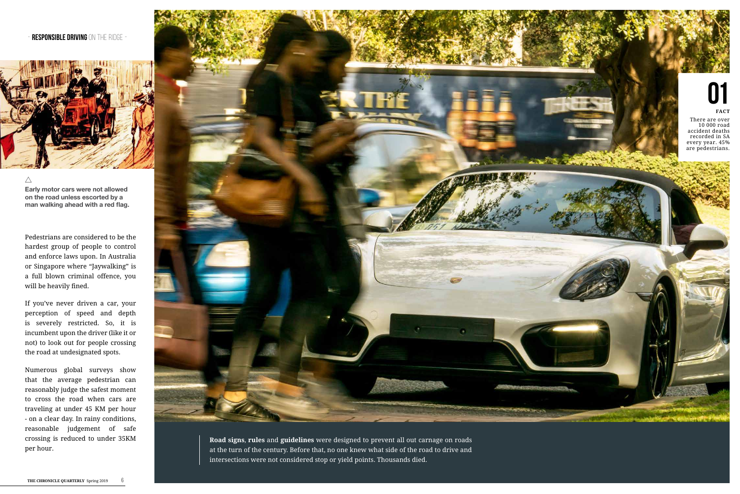△

**Early motor cars were not allowed on the road unless escorted by a man walking ahead with a red flag.**

Pedestrians are considered to be the hardest group of people to control and enforce laws upon. In Australia or Singapore where "Jaywalking" is a full blown criminal offence, you will be heavily fined.

If you've never driven a car, your perception of speed and depth is severely restricted. So, it is incumbent upon the driver (like it or not) to look out for people crossing the road at undesignated spots.

Numerous global surveys show that the average pedestrian can reasonably judge the safest moment to cross the road when cars are traveling at under 45 KM per hour - on a clear day. In rainy conditions, reasonable judgement of safe crossing is reduced to under 35KM per hour.

## 01

**FACT**

There are over 10 000 road accident deaths recorded in SA every year. 45% are pedestrians.

**Road signs**, **rules** and **guidelines** were designed to prevent all out carnage on roads at the turn of the century. Before that, no one knew what side of the road to drive and intersections were not considered stop or yield points. Thousands died.